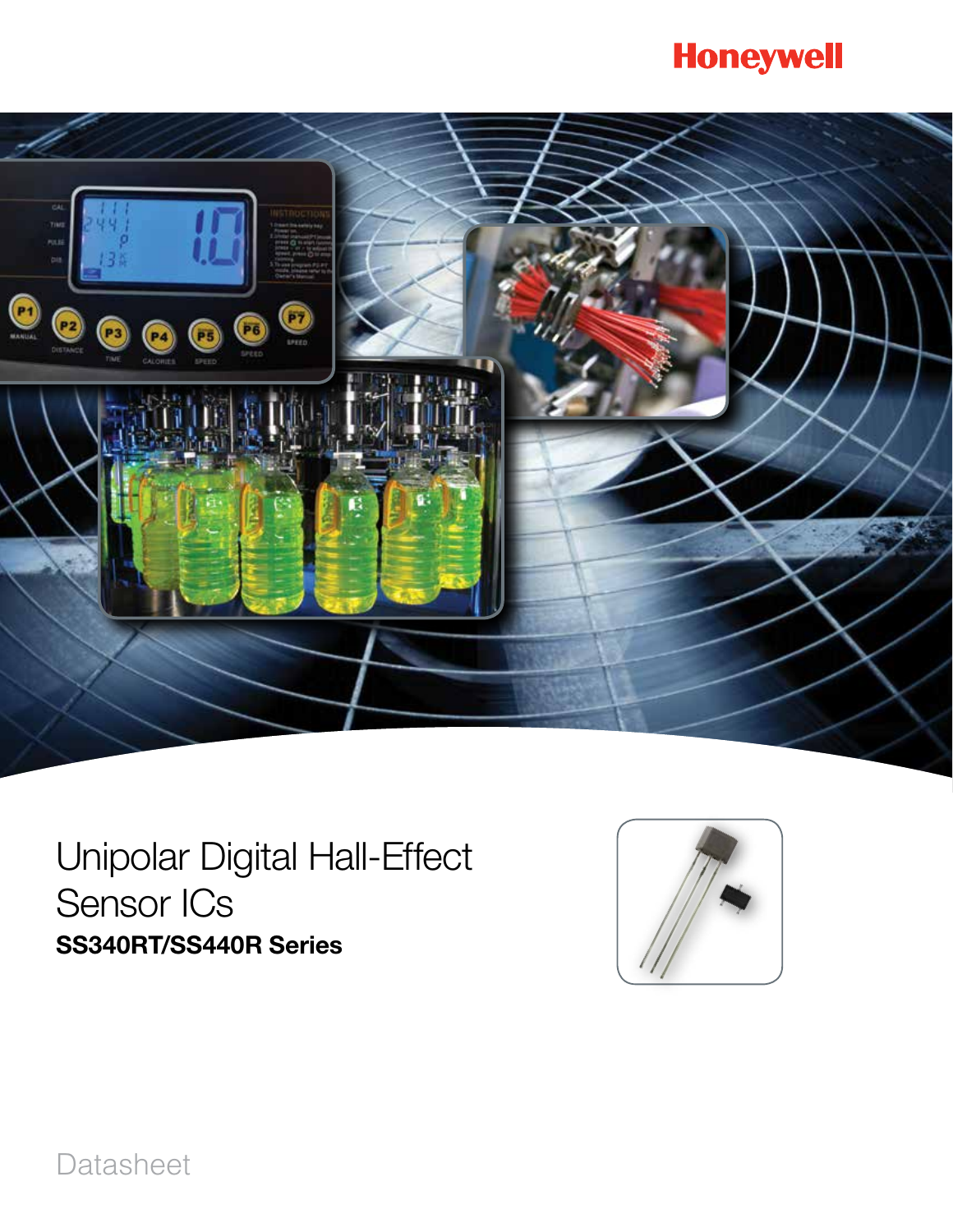Honeywell

# Unipolar Digital Hall-Effect Sensor ICs

**SS340RT/SS440R Series**

Datasheet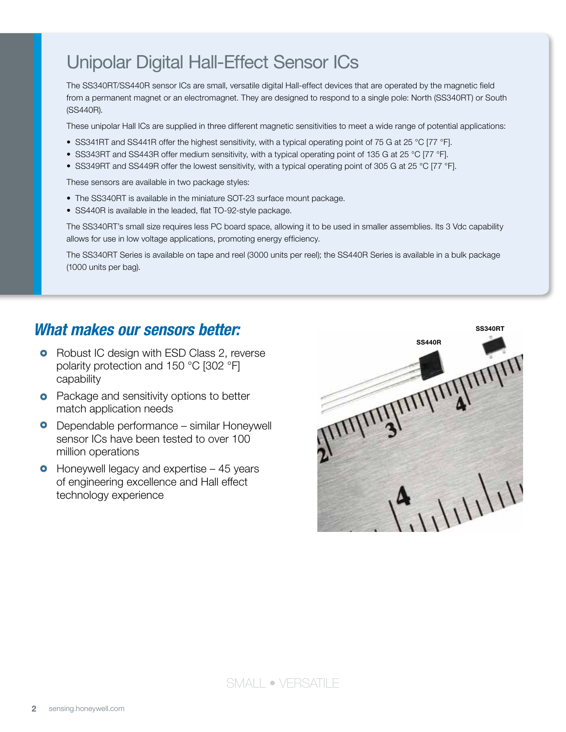# Unipolar Digital Hall-Effect Sensor ICs

The SS340RT/SS440R sensor ICs are small, versatile digital Hall-effect devices that are operated by the magnetic field from a permanent magnet or an electromagnet. They are designed to respond to a single pole: North (SS340RT) or South (SS440R).

These unipolar Hall ICs are supplied in three different magnetic sensitivities to meet a wide range of potential applications:

- SS341RT and SS441R offer the highest sensitivity, with a typical operating point of 75 G at 25 °C [77 °F].
- SS343RT and SS443R offer medium sensitivity, with a typical operating point of 135 G at 25 °C [77 °F].
- SS349RT and SS449R offer the lowest sensitivity, with a typical operating point of 305 G at 25 °C [77 °F].

These sensors are available in two package styles:

- The SS340RT is available in the miniature SOT-23 surface mount package.
- SS440R is available in the leaded, flat TO-92-style package.

The SS340RT's small size requires less PC board space, allowing it to be used in smaller assemblies. Its 3 Vdc capability allows for use in low voltage applications, promoting energy efficiency.

The SS340RT Series is available on tape and reel (3000 units per reel); the SS440R Series is available in a bulk package (1000 units per bag).

## *What makes our sensors better:*

- Robust IC design with ESD Class 2, reverse polarity protection and 150 °C [302 °F] capability
- Package and sensitivity options to better match application needs
- Dependable performance – similar Honeywell sensor ICs have been tested to over 100 million operations
- Honeywell legacy and expertise – 45 years of engineering excellence and Hall effect technology experience

SS440R SS340RT

SMALL • VERSATILE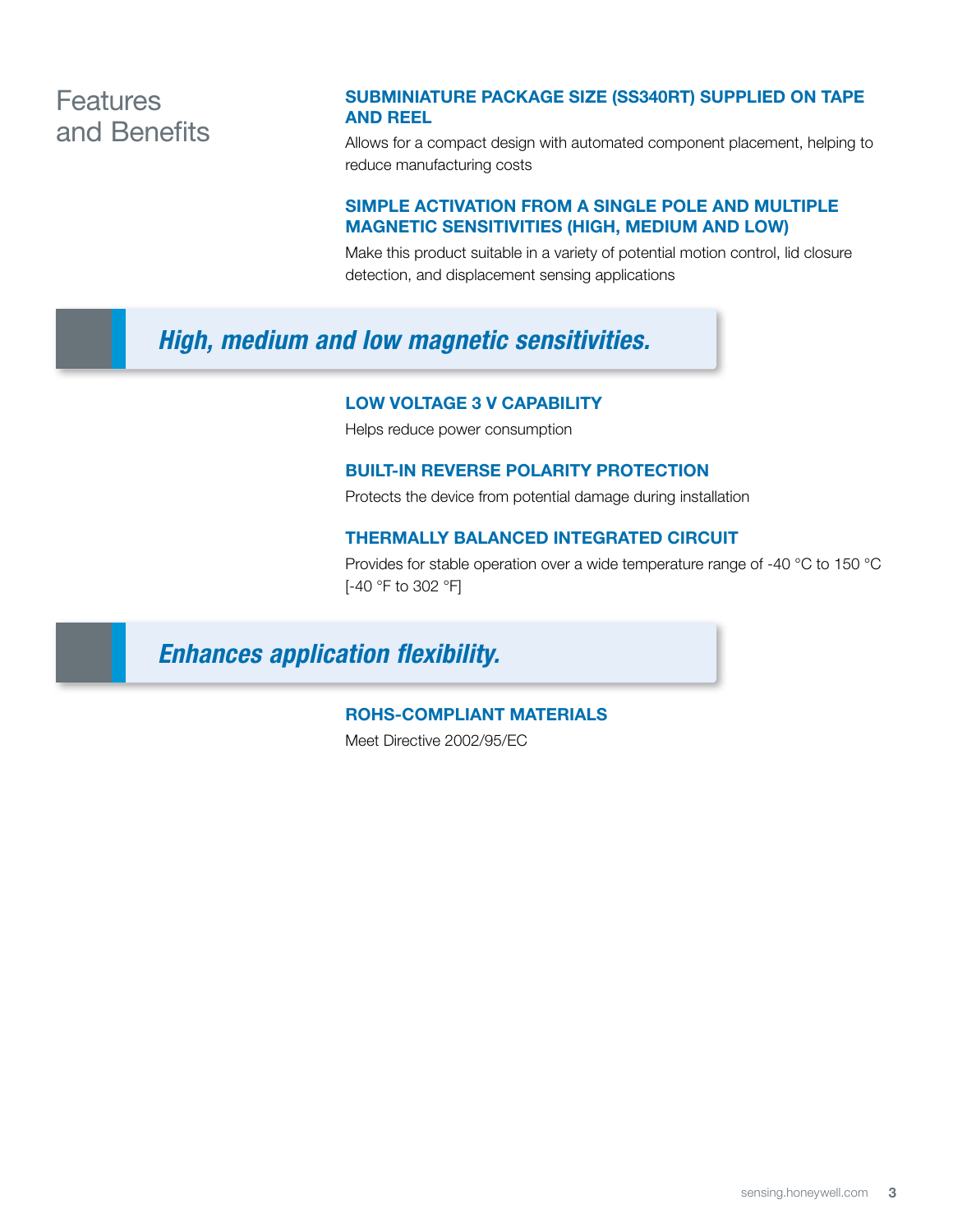# Features and Benefits

### SUBMINIATURE PACKAGE SIZE (SS340RT) SUPPLIED ON TAPE AND REEL

Allows for a compact design with automated component placement, helping to reduce manufacturing costs

### SIMPLE ACTIVATION FROM A SINGLE POLE AND MULTIPLE MAGNETIC SENSITIVITIES (HIGH, MEDIUM AND LOW)

Make this product suitable in a variety of potential motion control, lid closure detection, and displacement sensing applications

***High, medium and low magnetic sensitivities.***

### LOW VOLTAGE 3 V CAPABILITY

Helps reduce power consumption

### BUILT-IN REVERSE POLARITY PROTECTION

Protects the device from potential damage during installation

### THERMALLY BALANCED INTEGRATED CIRCUIT

Provides for stable operation over a wide temperature range of -40 °C to 150 °C [-40 °F to 302 °F]

***Enhances application flexibility.***

### ROHS-COMPLIANT MATERIALS

Meet Directive 2002/95/EC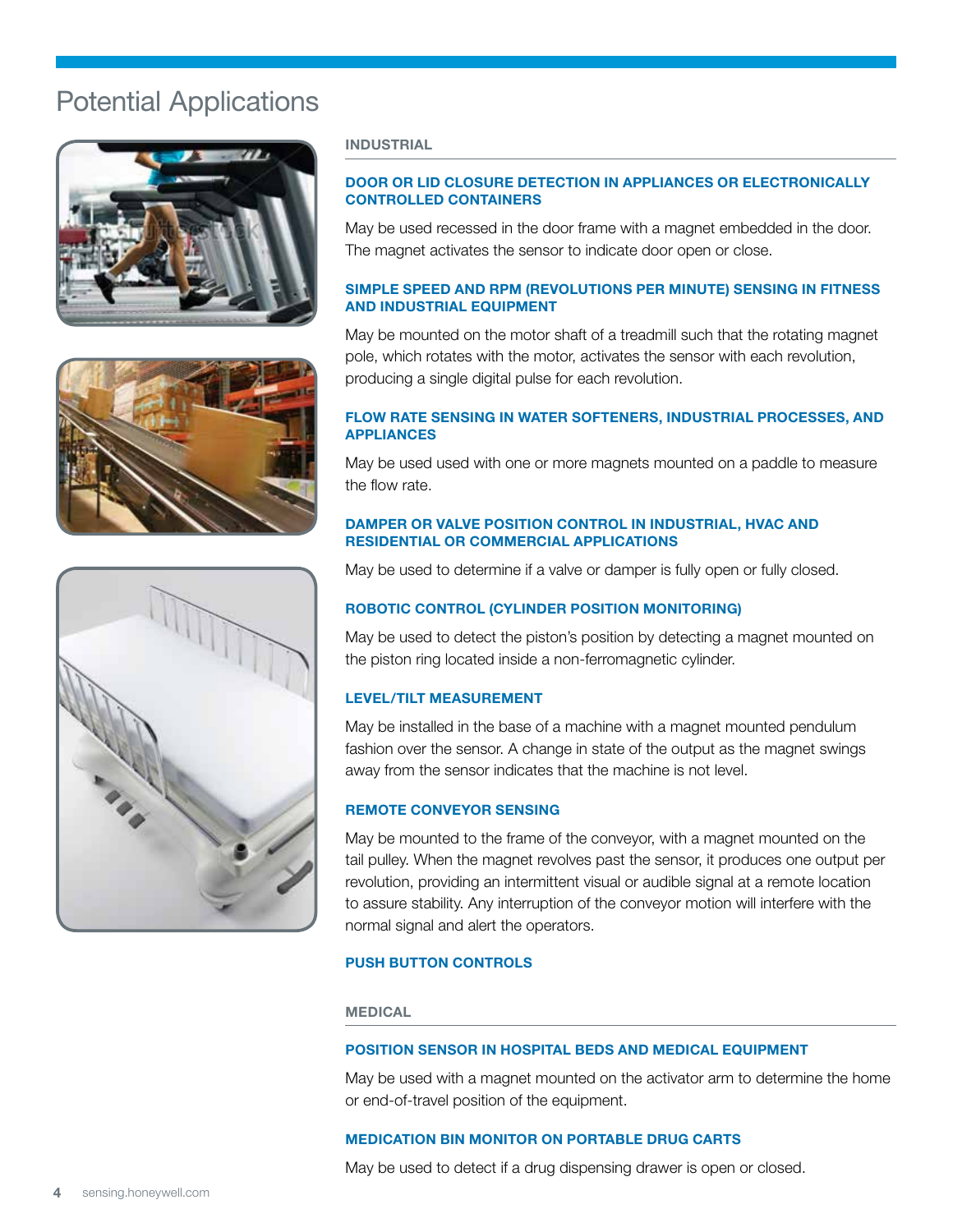# Potential Applications

## INDUSTRIAL

### DOOR OR LID CLOSURE DETECTION IN APPLIANCES OR ELECTRONICALLY CONTROLLED CONTAINERS

May be used recessed in the door frame with a magnet embedded in the door. The magnet activates the sensor to indicate door open or close.

### SIMPLE SPEED AND RPM (REVOLUTIONS PER MINUTE) SENSING IN FITNESS AND INDUSTRIAL EQUIPMENT

May be mounted on the motor shaft of a treadmill such that the rotating magnet pole, which rotates with the motor, activates the sensor with each revolution, producing a single digital pulse for each revolution.

### FLOW RATE SENSING IN WATER SOFTENERS, INDUSTRIAL PROCESSES, AND APPLIANCES

May be used used with one or more magnets mounted on a paddle to measure the flow rate.

### DAMPER OR VALVE POSITION CONTROL IN INDUSTRIAL, HVAC AND RESIDENTIAL OR COMMERCIAL APPLICATIONS

May be used to determine if a valve or damper is fully open or fully closed.

### ROBOTIC CONTROL (CYLINDER POSITION MONITORING)

May be used to detect the piston's position by detecting a magnet mounted on the piston ring located inside a non-ferromagnetic cylinder.

### LEVEL/TILT MEASUREMENT

May be installed in the base of a machine with a magnet mounted pendulum fashion over the sensor. A change in state of the output as the magnet swings away from the sensor indicates that the machine is not level.

### REMOTE CONVEYOR SENSING

May be mounted to the frame of the conveyor, with a magnet mounted on the tail pulley. When the magnet revolves past the sensor, it produces one output per revolution, providing an intermittent visual or audible signal at a remote location to assure stability. Any interruption of the conveyor motion will interfere with the normal signal and alert the operators.

### PUSH BUTTON CONTROLS

## MEDICAL

### POSITION SENSOR IN HOSPITAL BEDS AND MEDICAL EQUIPMENT

May be used with a magnet mounted on the activator arm to determine the home or end-of-travel position of the equipment.

### MEDICATION BIN MONITOR ON PORTABLE DRUG CARTS

May be used to detect if a drug dispensing drawer is open or closed.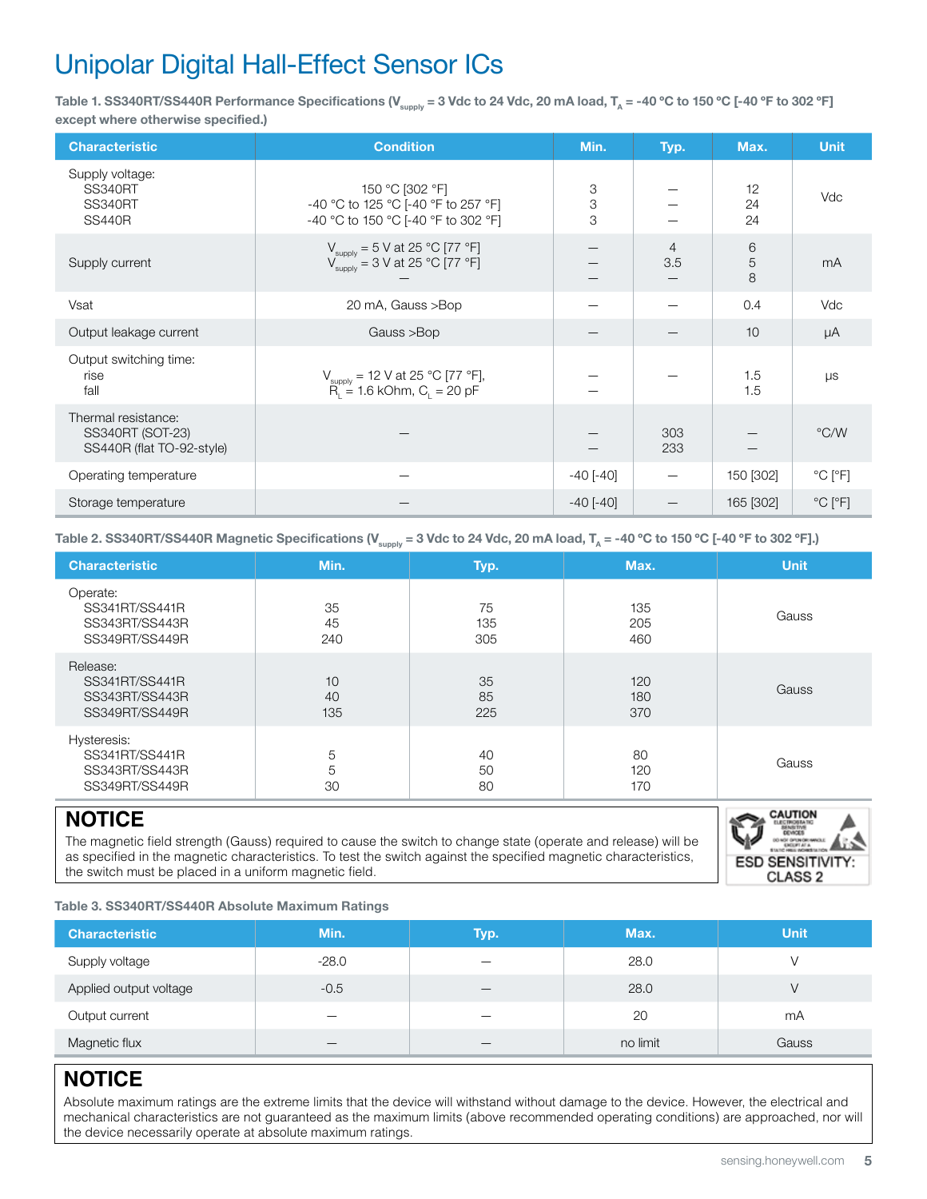# Unipolar Digital Hall-Effect Sensor ICs

**Table 1. SS340RT/SS440R Performance Specifications ($V_{supply}$ = 3 Vdc to 24 Vdc, 20 mA load, $T_A$ = -40 °C to 150 °C [-40 °F to 302 °F] except where otherwise specified.)**

| Characteristic | Condition | Min. | Typ. | Max. | Unit |
|---|---|---|---|---|---|
| Supply voltage:<br>SS340RT<br>SS340RT<br>SS440R | <br>150 °C [302 °F]<br>-40 °C to 125 °C [-40 °F to 257 °F]<br>-40 °C to 150 °C [-40 °F to 302 °F] | <br>3<br>3<br>3 | <br>—<br>—<br>— | <br>12<br>24<br>24 | Vdc |
| Supply current | $V_{supply}$ = 5 V at 25 °C [77 °F]<br>$V_{supply}$ = 3 V at 25 °C [77 °F]<br>— | —<br>—<br>— | 4<br>3.5<br>— | 6<br>5<br>8 | mA |
| Vsat | 20 mA, Gauss >Bop | — | — | 0.4 | Vdc |
| Output leakage current | Gauss >Bop | — | — | 10 | µA |
| Output switching time:<br>rise<br>fall | $V_{supply}$ = 12 V at 25 °C [77 °F],<br>$R_L$ = 1.6 kOhm, $C_L$ = 20 pF | <br>—<br>— | — | <br>1.5<br>1.5 | µs |
| Thermal resistance:<br>SS340RT (SOT-23)<br>SS440R (flat TO-92-style) | — | <br>—<br>— | <br>303<br>233 | <br>—<br>— | °C/W |
| Operating temperature | — | -40 [-40] | — | 150 [302] | °C [°F] |
| Storage temperature | — | -40 [-40] | — | 165 [302] | °C [°F] |

**Table 2. SS340RT/SS440R Magnetic Specifications ($V_{supply}$ = 3 Vdc to 24 Vdc, 20 mA load, $T_A$ = -40 °C to 150 °C [-40 °F to 302 °F].)**

| Characteristic | Min. | Typ. | Max. | Unit |
|---|---|---|---|---|
| Operate:<br>SS341RT/SS441R<br>SS343RT/SS443R<br>SS349RT/SS449R | <br>35<br>45<br>240 | <br>75<br>135<br>305 | <br>135<br>205<br>460 | Gauss |
| Release:<br>SS341RT/SS441R<br>SS343RT/SS443R<br>SS349RT/SS449R | <br>10<br>40<br>135 | <br>35<br>85<br>225 | <br>120<br>180<br>370 | Gauss |
| Hysteresis:<br>SS341RT/SS441R<br>SS343RT/SS443R<br>SS349RT/SS449R | <br>5<br>5<br>30 | <br>40<br>50<br>80 | <br>80<br>120<br>170 | Gauss |

## NOTICE

The magnetic field strength (Gauss) required to cause the switch to change state (operate and release) will be as specified in the magnetic characteristics. To test the switch against the specified magnetic characteristics, the switch must be placed in a uniform magnetic field.

CAUTION ELECTROSTATIC SENSITIVE DEVICES — ESD SENSITIVITY: CLASS 2

**Table 3. SS340RT/SS440R Absolute Maximum Ratings**

| Characteristic | Min. | Typ. | Max. | Unit |
|---|---|---|---|---|
| Supply voltage | -28.0 | — | 28.0 | V |
| Applied output voltage | -0.5 | — | 28.0 | V |
| Output current | — | — | 20 | mA |
| Magnetic flux | — | — | no limit | Gauss |

## NOTICE

Absolute maximum ratings are the extreme limits that the device will withstand without damage to the device. However, the electrical and mechanical characteristics are not guaranteed as the maximum limits (above recommended operating conditions) are approached, nor will the device necessarily operate at absolute maximum ratings.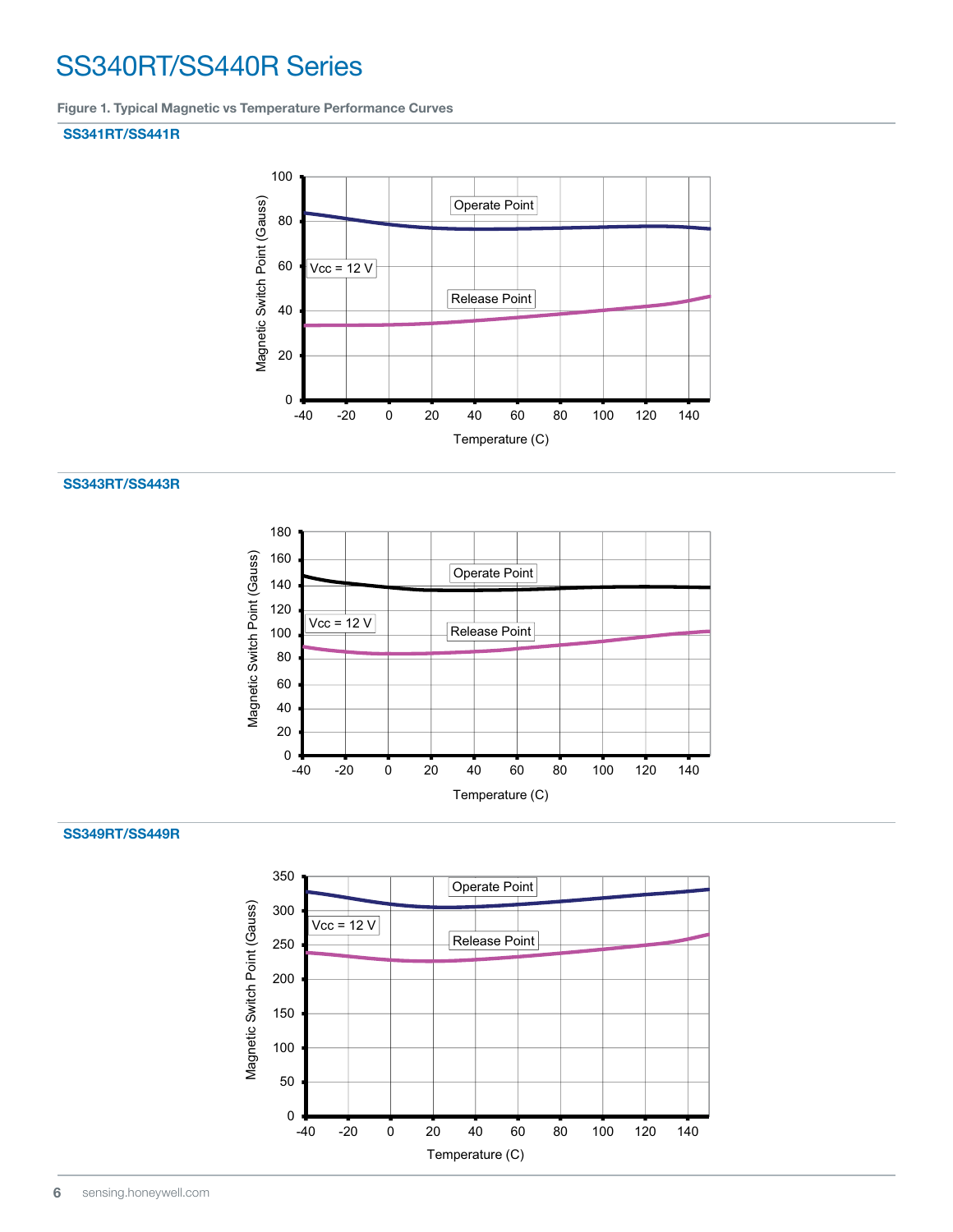# SS340RT/SS440R Series

**Figure 1. Typical Magnetic vs Temperature Performance Curves**

### SS341RT/SS441R

Vcc = 12 V

Operate Point

Release Point

Magnetic Switch Point (Gauss)

Temperature (C)

### SS343RT/SS443R

Vcc = 12 V

Operate Point

Release Point

Magnetic Switch Point (Gauss)

Temperature (C)

### SS349RT/SS449R

Vcc = 12 V

Operate Point

Release Point

Magnetic Switch Point (Gauss)

Temperature (C)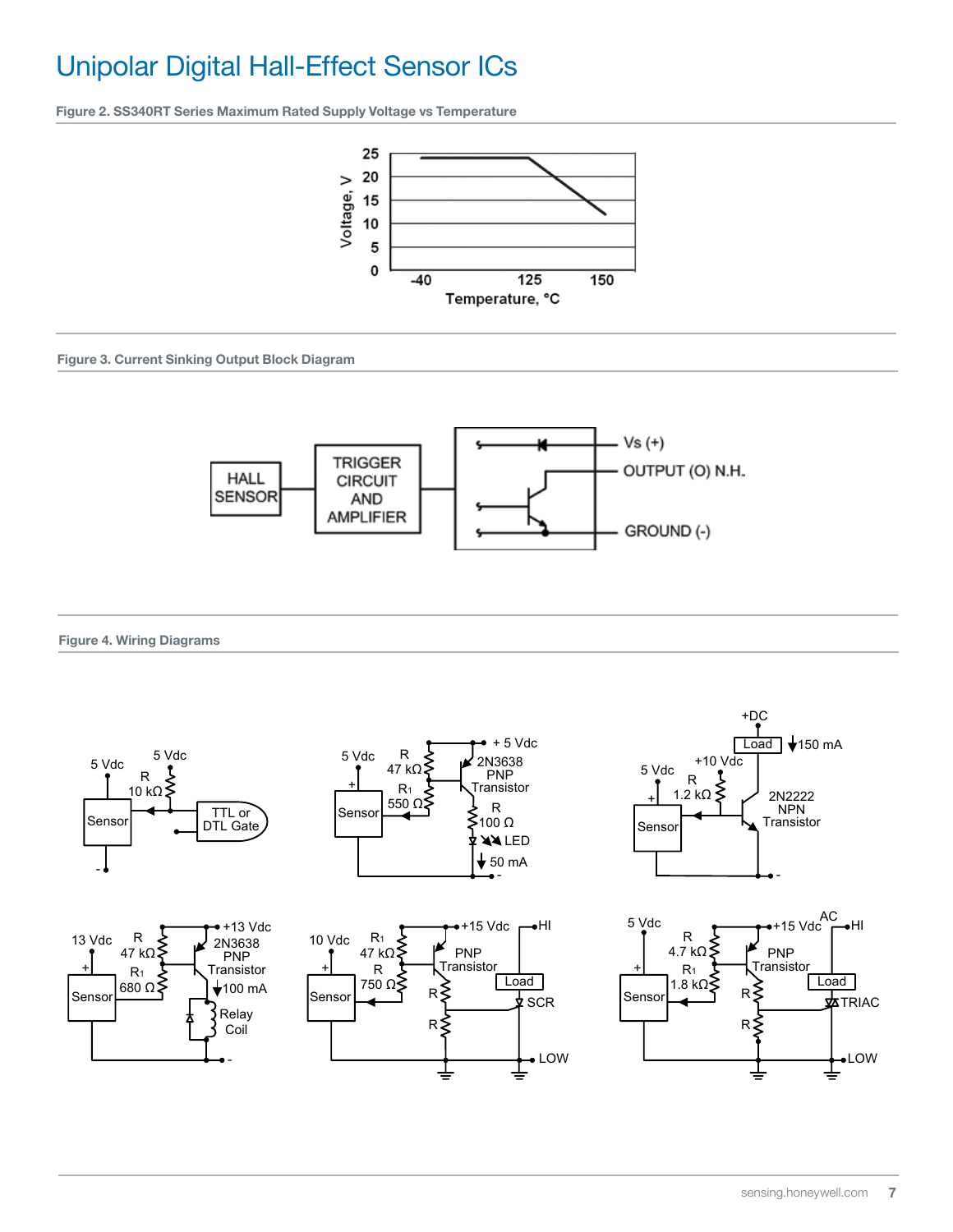# Unipolar Digital Hall-Effect Sensor ICs

**Figure 2. SS340RT Series Maximum Rated Supply Voltage vs Temperature**

**Figure 3. Current Sinking Output Block Diagram**

**Figure 4. Wiring Diagrams**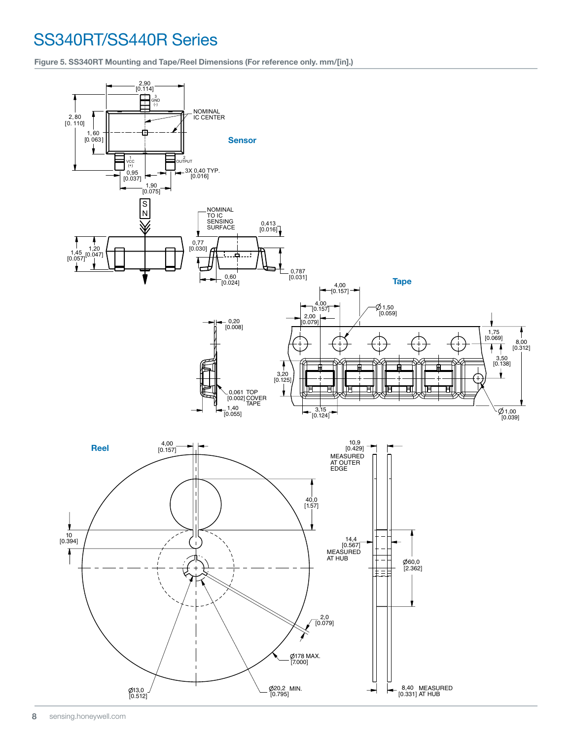# SS340RT/SS440R Series

**Figure 5. SS340RT Mounting and Tape/Reel Dimensions (For reference only. mm/[in].)**

**Sensor**

2,90 [0.114]

3 GND (-)

NOMINAL IC CENTER

2, 80 [0. 110]

1, 60 [0. 063]

1 VCC (+)

2 OUTPUT

0,95 [0.037]

3X 0,40 TYP. [0.016]

1,90 [0.075]

S N

NOMINAL TO IC SENSING SURFACE

0,413 [0.016]

1,45 [0.057]

1,20 [0.047]

0,77 [0.030]

0,60 [0.024]

0,787 [0.031]

**Tape**

4,00 [0.157]

4,00 [0.157]

2,00 [0.079]

Ø 1,50 [0.059]

0,20 [0.008]

1,75 [0.069]

8,00 [0.312]

3,50 [0.138]

3,20 [0.125]

0,061 TOP [0.002] COVER TAPE

1,40 [0.055]

3,15 [0.124]

Ø 1,00 [0.039]

**Reel**

4,00 [0.157]

10,9 [0.429] MEASURED AT OUTER EDGE

40,0 [1.57]

10 [0.394]

14,4 [0.567] MEASURED AT HUB

Ø60,0 [2.362]

2,0 [0.079]

Ø178 MAX. [7.000]

Ø13,0 [0.512]

Ø20,2 MIN. [0.795]

8,40 MEASURED [0.331] AT HUB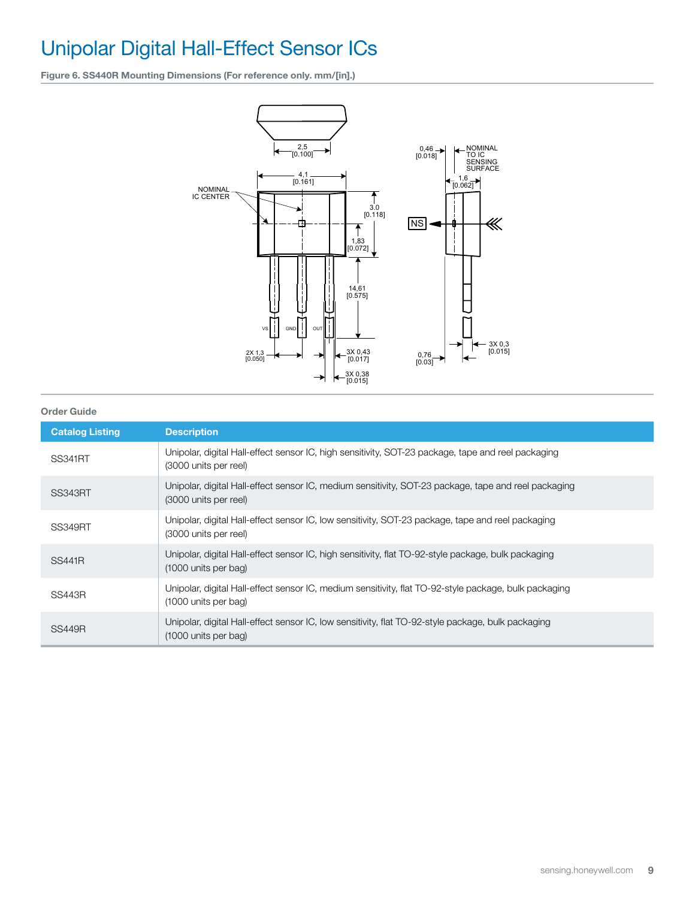# Unipolar Digital Hall-Effect Sensor ICs

**Figure 6. SS440R Mounting Dimensions (For reference only. mm/[in].)**

Order Guide

| Catalog Listing | Description |
|---|---|
| SS341RT | Unipolar, digital Hall-effect sensor IC, high sensitivity, SOT-23 package, tape and reel packaging (3000 units per reel) |
| SS343RT | Unipolar, digital Hall-effect sensor IC, medium sensitivity, SOT-23 package, tape and reel packaging (3000 units per reel) |
| SS349RT | Unipolar, digital Hall-effect sensor IC, low sensitivity, SOT-23 package, tape and reel packaging (3000 units per reel) |
| SS441R | Unipolar, digital Hall-effect sensor IC, high sensitivity, flat TO-92-style package, bulk packaging (1000 units per bag) |
| SS443R | Unipolar, digital Hall-effect sensor IC, medium sensitivity, flat TO-92-style package, bulk packaging (1000 units per bag) |
| SS449R | Unipolar, digital Hall-effect sensor IC, low sensitivity, flat TO-92-style package, bulk packaging (1000 units per bag) |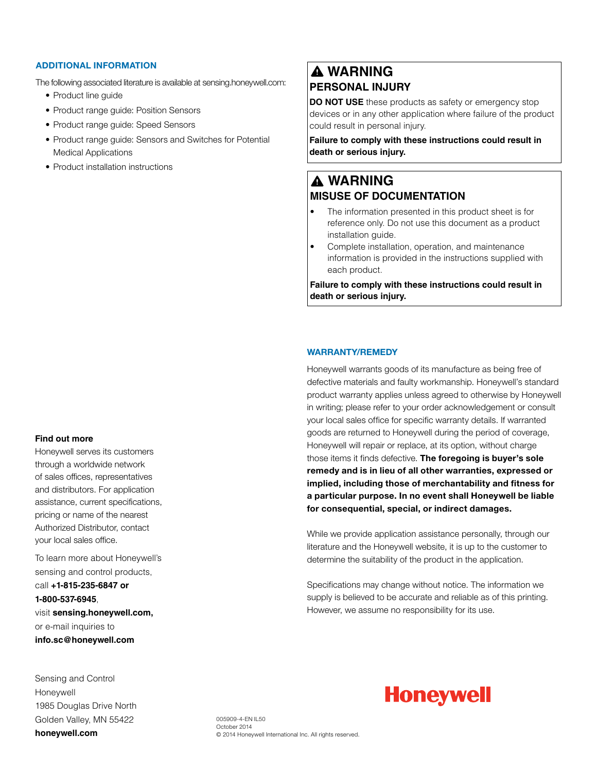## ADDITIONAL INFORMATION

The following associated literature is available at sensing.honeywell.com:

- Product line guide
- Product range guide: Position Sensors
- Product range guide: Speed Sensors
- Product range guide: Sensors and Switches for Potential Medical Applications
- Product installation instructions

### ⚠ WARNING
### PERSONAL INJURY

**DO NOT USE** these products as safety or emergency stop devices or in any other application where failure of the product could result in personal injury.

**Failure to comply with these instructions could result in death or serious injury.**

### ⚠ WARNING
### MISUSE OF DOCUMENTATION

- The information presented in this product sheet is for reference only. Do not use this document as a product installation guide.
- Complete installation, operation, and maintenance information is provided in the instructions supplied with each product.

**Failure to comply with these instructions could result in death or serious injury.**

## WARRANTY/REMEDY

Honeywell warrants goods of its manufacture as being free of defective materials and faulty workmanship. Honeywell's standard product warranty applies unless agreed to otherwise by Honeywell in writing; please refer to your order acknowledgement or consult your local sales office for specific warranty details. If warranted goods are returned to Honeywell during the period of coverage, Honeywell will repair or replace, at its option, without charge those items it finds defective. **The foregoing is buyer's sole remedy and is in lieu of all other warranties, expressed or implied, including those of merchantability and fitness for a particular purpose. In no event shall Honeywell be liable for consequential, special, or indirect damages.**

While we provide application assistance personally, through our literature and the Honeywell website, it is up to the customer to determine the suitability of the product in the application.

Specifications may change without notice. The information we supply is believed to be accurate and reliable as of this printing. However, we assume no responsibility for its use.

**Find out more**

Honeywell serves its customers through a worldwide network of sales offices, representatives and distributors. For application assistance, current specifications, pricing or name of the nearest Authorized Distributor, contact your local sales office.

To learn more about Honeywell's sensing and control products, call **+1-815-235-6847 or 1-800-537-6945**, visit **sensing.honeywell.com,** or e-mail inquiries to **info.sc@honeywell.com**

Sensing and Control
Honeywell
1985 Douglas Drive North
Golden Valley, MN 55422
**honeywell.com**

**Honeywell**

005909-4-EN IL50
October 2014
© 2014 Honeywell International Inc. All rights reserved.